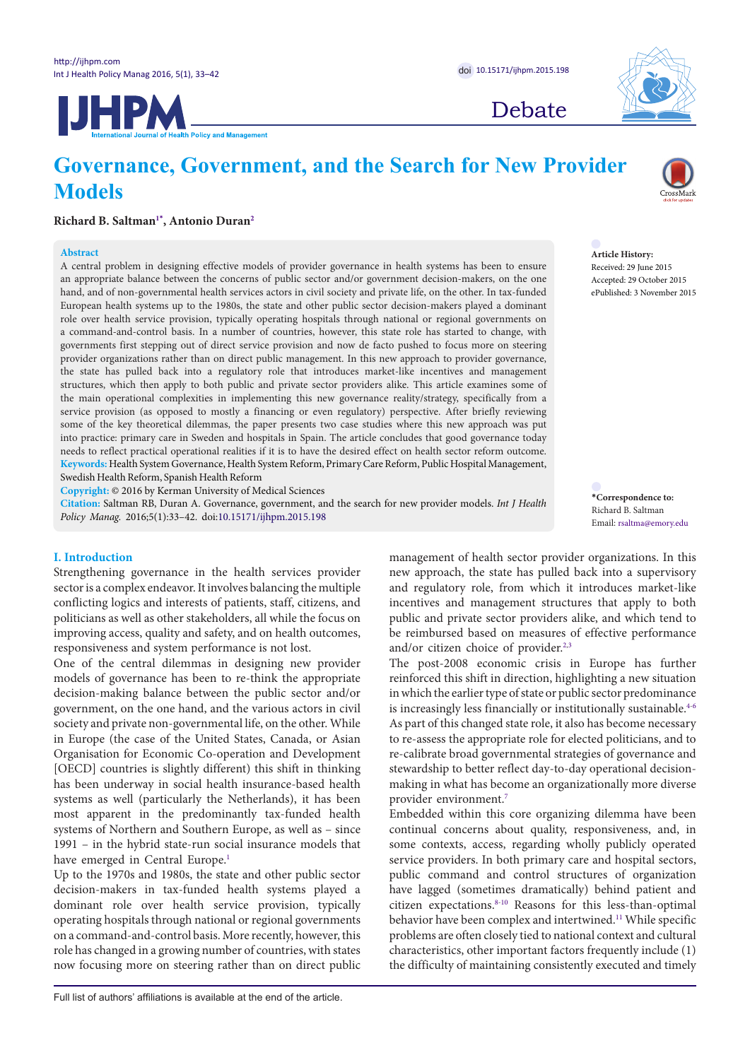Debate

# Governance, Government, and the Search for New Provider Models

**Richard B. Saltman[1*], Antonio Duran[2]**

## Abstract

A central problem in designing effective models of provider governance in health systems has been to ensure an appropriate balance between the concerns of public sector and/or government decision-makers, on the one hand, and of non-governmental health services actors in civil society and private life, on the other. In tax-funded European health systems up to the 1980s, the state and other public sector decision-makers played a dominant role over health service provision, typically operating hospitals through national or regional governments on a command-and-control basis. In a number of countries, however, this state role has started to change, with governments first stepping out of direct service provision and now de facto pushed to focus more on steering provider organizations rather than on direct public management. In this new approach to provider governance, the state has pulled back into a regulatory role that introduces market-like incentives and management structures, which then apply to both public and private sector providers alike. This article examines some of the main operational complexities in implementing this new governance reality/strategy, specifically from a service provision (as opposed to mostly a financing or even regulatory) perspective. After briefly reviewing some of the key theoretical dilemmas, the paper presents two case studies where this new approach was put into practice: primary care in Sweden and hospitals in Spain. The article concludes that good governance today needs to reflect practical operational realities if it is to have the desired effect on health sector reform outcome.

**Keywords:** Health System Governance, Health System Reform, Primary Care Reform, Public Hospital Management, Swedish Health Reform, Spanish Health Reform

**Copyright:** © 2016 by Kerman University of Medical Sciences

**Citation:** Saltman RB, Duran A. Governance, government, and the search for new provider models. *Int J Health Policy Manag.* 2016;5(1):33–42. doi:10.15171/ijhpm.2015.198

**Article History:**
Received: 29 June 2015
Accepted: 29 October 2015
ePublished: 3 November 2015

**\*Correspondence to:**
Richard B. Saltman
Email: rsaltma@emory.edu

## I. Introduction

Strengthening governance in the health services provider sector is a complex endeavor. It involves balancing the multiple conflicting logics and interests of patients, staff, citizens, and politicians as well as other stakeholders, all while the focus on improving access, quality and safety, and on health outcomes, responsiveness and system performance is not lost.

One of the central dilemmas in designing new provider models of governance has been to re-think the appropriate decision-making balance between the public sector and/or government, on the one hand, and the various actors in civil society and private non-governmental life, on the other. While in Europe (the case of the United States, Canada, or Asian Organisation for Economic Co-operation and Development [OECD] countries is slightly different) this shift in thinking has been underway in social health insurance-based health systems as well (particularly the Netherlands), it has been most apparent in the predominantly tax-funded health systems of Northern and Southern Europe, as well as – since 1991 – in the hybrid state-run social insurance models that have emerged in Central Europe.[1]

Up to the 1970s and 1980s, the state and other public sector decision-makers in tax-funded health systems played a dominant role over health service provision, typically operating hospitals through national or regional governments on a command-and-control basis. More recently, however, this role has changed in a growing number of countries, with states now focusing more on steering rather than on direct public management of health sector provider organizations. In this new approach, the state has pulled back into a supervisory and regulatory role, from which it introduces market-like incentives and management structures that apply to both public and private sector providers alike, and which tend to be reimbursed based on measures of effective performance and/or citizen choice of provider.[2,3]

The post-2008 economic crisis in Europe has further reinforced this shift in direction, highlighting a new situation in which the earlier type of state or public sector predominance is increasingly less financially or institutionally sustainable.[4-6] As part of this changed state role, it also has become necessary to re-assess the appropriate role for elected politicians, and to re-calibrate broad governmental strategies of governance and stewardship to better reflect day-to-day operational decision-making in what has become an organizationally more diverse provider environment.[7]

Embedded within this core organizing dilemma have been continual concerns about quality, responsiveness, and, in some contexts, access, regarding wholly publicly operated service providers. In both primary care and hospital sectors, public command and control structures of organization have lagged (sometimes dramatically) behind patient and citizen expectations.[8-10] Reasons for this less-than-optimal behavior have been complex and intertwined.[11] While specific problems are often closely tied to national context and cultural characteristics, other important factors frequently include (1) the difficulty of maintaining consistently executed and timely

Full list of authors' affiliations is available at the end of the article.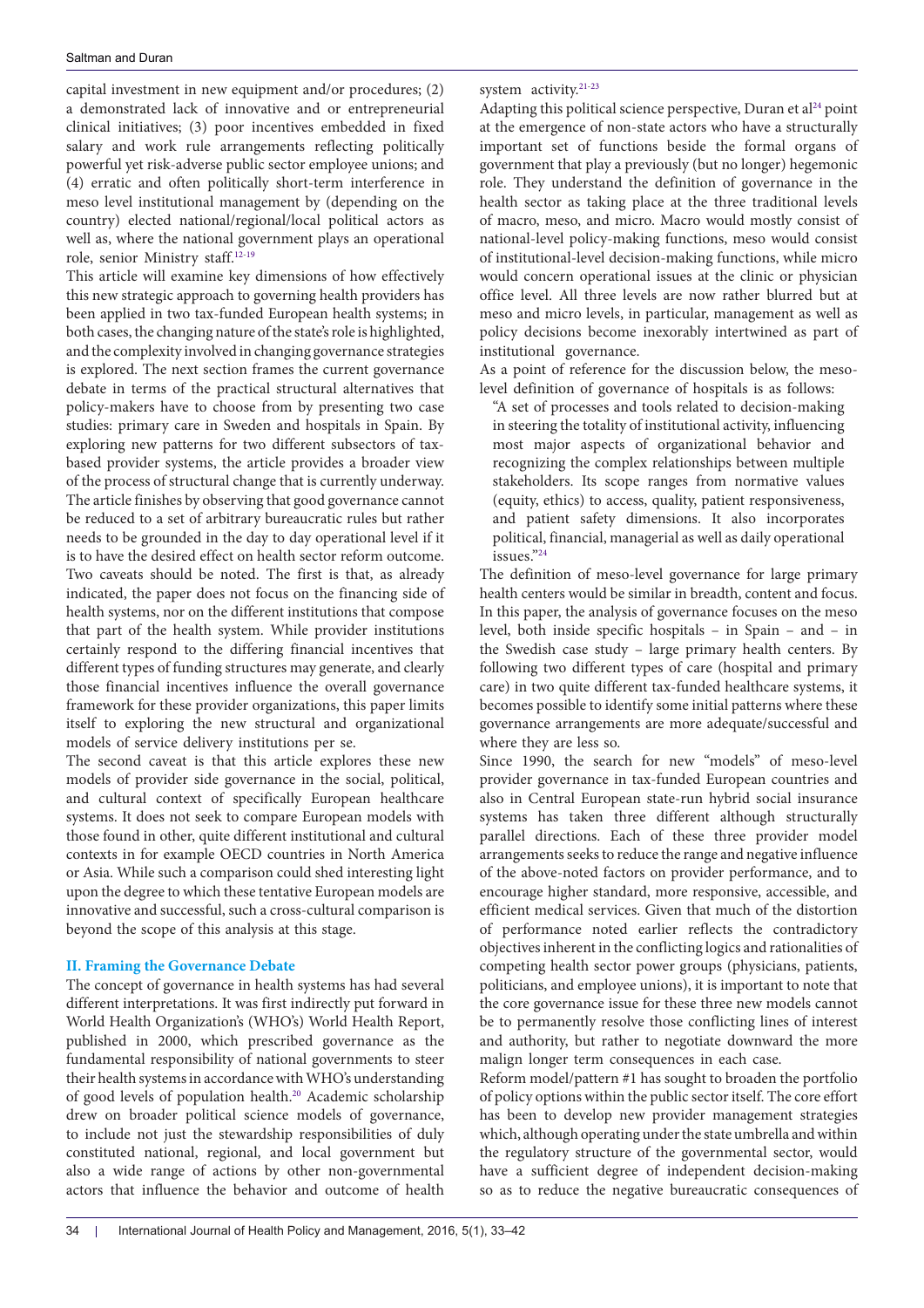capital investment in new equipment and/or procedures; (2) a demonstrated lack of innovative and or entrepreneurial clinical initiatives; (3) poor incentives embedded in fixed salary and work rule arrangements reflecting politically powerful yet risk-adverse public sector employee unions; and (4) erratic and often politically short-term interference in meso level institutional management by (depending on the country) elected national/regional/local political actors as well as, where the national government plays an operational role, senior Ministry staff.[12-19]

This article will examine key dimensions of how effectively this new strategic approach to governing health providers has been applied in two tax-funded European health systems; in both cases, the changing nature of the state's role is highlighted, and the complexity involved in changing governance strategies is explored. The next section frames the current governance debate in terms of the practical structural alternatives that policy-makers have to choose from by presenting two case studies: primary care in Sweden and hospitals in Spain. By exploring new patterns for two different subsectors of tax-based provider systems, the article provides a broader view of the process of structural change that is currently underway. The article finishes by observing that good governance cannot be reduced to a set of arbitrary bureaucratic rules but rather needs to be grounded in the day to day operational level if it is to have the desired effect on health sector reform outcome.

Two caveats should be noted. The first is that, as already indicated, the paper does not focus on the financing side of health systems, nor on the different institutions that compose that part of the health system. While provider institutions certainly respond to the differing financial incentives that different types of funding structures may generate, and clearly those financial incentives influence the overall governance framework for these provider organizations, this paper limits itself to exploring the new structural and organizational models of service delivery institutions per se.

The second caveat is that this article explores these new models of provider side governance in the social, political, and cultural context of specifically European healthcare systems. It does not seek to compare European models with those found in other, quite different institutional and cultural contexts in for example OECD countries in North America or Asia. While such a comparison could shed interesting light upon the degree to which these tentative European models are innovative and successful, such a cross-cultural comparison is beyond the scope of this analysis at this stage.

## II. Framing the Governance Debate

The concept of governance in health systems has had several different interpretations. It was first indirectly put forward in World Health Organization's (WHO's) World Health Report, published in 2000, which prescribed governance as the fundamental responsibility of national governments to steer their health systems in accordance with WHO's understanding of good levels of population health.[20] Academic scholarship drew on broader political science models of governance, to include not just the stewardship responsibilities of duly constituted national, regional, and local government but also a wide range of actions by other non-governmental actors that influence the behavior and outcome of health system activity.[21-23]

Adapting this political science perspective, Duran et al[24] point at the emergence of non-state actors who have a structurally important set of functions beside the formal organs of government that play a previously (but no longer) hegemonic role. They understand the definition of governance in the health sector as taking place at the three traditional levels of macro, meso, and micro. Macro would mostly consist of national-level policy-making functions, meso would consist of institutional-level decision-making functions, while micro would concern operational issues at the clinic or physician office level. All three levels are now rather blurred but at meso and micro levels, in particular, management as well as policy decisions become inexorably intertwined as part of institutional governance.

As a point of reference for the discussion below, the meso-level definition of governance of hospitals is as follows:

> "A set of processes and tools related to decision-making in steering the totality of institutional activity, influencing most major aspects of organizational behavior and recognizing the complex relationships between multiple stakeholders. Its scope ranges from normative values (equity, ethics) to access, quality, patient responsiveness, and patient safety dimensions. It also incorporates political, financial, managerial as well as daily operational issues."[24]

The definition of meso-level governance for large primary health centers would be similar in breadth, content and focus. In this paper, the analysis of governance focuses on the meso level, both inside specific hospitals – in Spain – and – in the Swedish case study – large primary health centers. By following two different types of care (hospital and primary care) in two quite different tax-funded healthcare systems, it becomes possible to identify some initial patterns where these governance arrangements are more adequate/successful and where they are less so.

Since 1990, the search for new "models" of meso-level provider governance in tax-funded European countries and also in Central European state-run hybrid social insurance systems has taken three different although structurally parallel directions. Each of these three provider model arrangements seeks to reduce the range and negative influence of the above-noted factors on provider performance, and to encourage higher standard, more responsive, accessible, and efficient medical services. Given that much of the distortion of performance noted earlier reflects the contradictory objectives inherent in the conflicting logics and rationalities of competing health sector power groups (physicians, patients, politicians, and employee unions), it is important to note that the core governance issue for these three new models cannot be to permanently resolve those conflicting lines of interest and authority, but rather to negotiate downward the more malign longer term consequences in each case.

Reform model/pattern #1 has sought to broaden the portfolio of policy options within the public sector itself. The core effort has been to develop new provider management strategies which, although operating under the state umbrella and within the regulatory structure of the governmental sector, would have a sufficient degree of independent decision-making so as to reduce the negative bureaucratic consequences of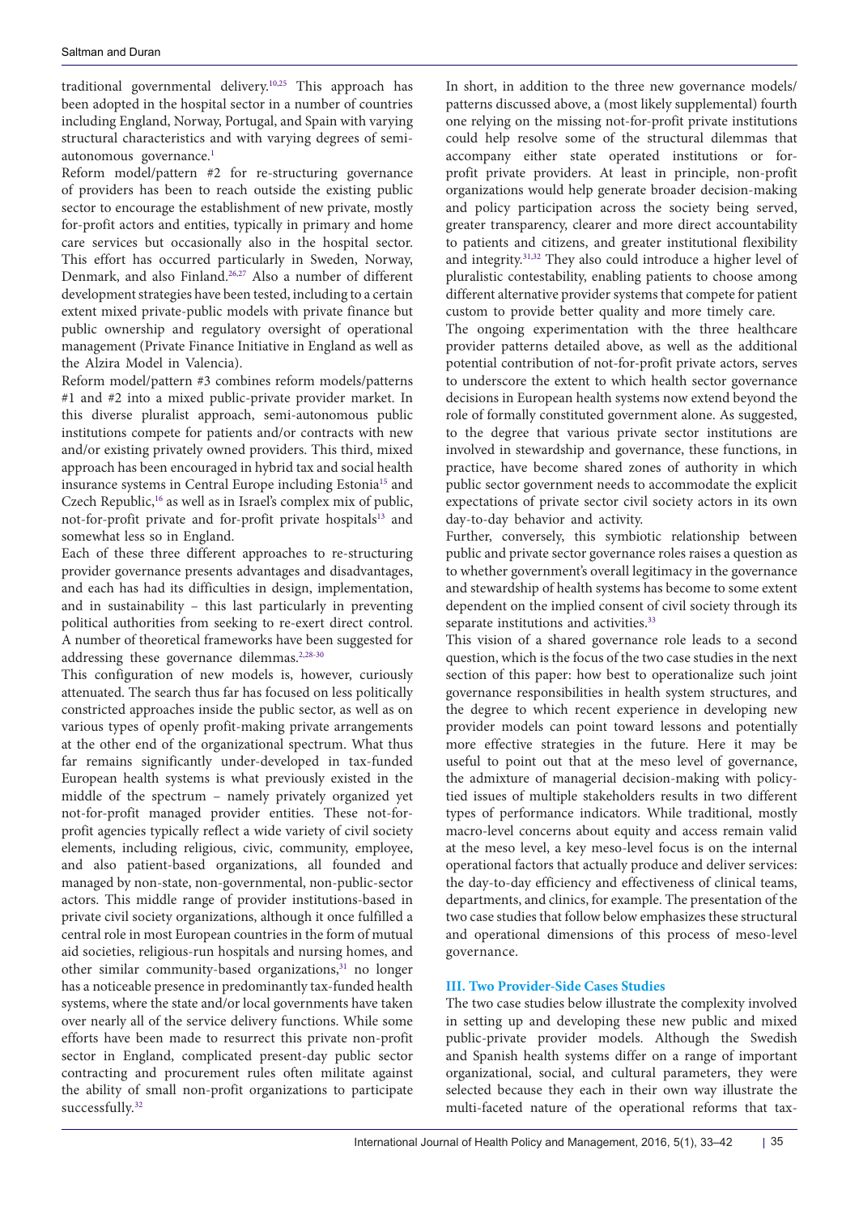traditional governmental delivery.[10,25] This approach has been adopted in the hospital sector in a number of countries including England, Norway, Portugal, and Spain with varying structural characteristics and with varying degrees of semi-autonomous governance.[1]

Reform model/pattern #2 for re-structuring governance of providers has been to reach outside the existing public sector to encourage the establishment of new private, mostly for-profit actors and entities, typically in primary and home care services but occasionally also in the hospital sector. This effort has occurred particularly in Sweden, Norway, Denmark, and also Finland.[26,27] Also a number of different development strategies have been tested, including to a certain extent mixed private-public models with private finance but public ownership and regulatory oversight of operational management (Private Finance Initiative in England as well as the Alzira Model in Valencia).

Reform model/pattern #3 combines reform models/patterns #1 and #2 into a mixed public-private provider market. In this diverse pluralist approach, semi-autonomous public institutions compete for patients and/or contracts with new and/or existing privately owned providers. This third, mixed approach has been encouraged in hybrid tax and social health insurance systems in Central Europe including Estonia[15] and Czech Republic,[16] as well as in Israel's complex mix of public, not-for-profit private and for-profit private hospitals[13] and somewhat less so in England.

Each of these three different approaches to re-structuring provider governance presents advantages and disadvantages, and each has had its difficulties in design, implementation, and in sustainability – this last particularly in preventing political authorities from seeking to re-exert direct control. A number of theoretical frameworks have been suggested for addressing these governance dilemmas.[2,28-30]

This configuration of new models is, however, curiously attenuated. The search thus far has focused on less politically constricted approaches inside the public sector, as well as on various types of openly profit-making private arrangements at the other end of the organizational spectrum. What thus far remains significantly under-developed in tax-funded European health systems is what previously existed in the middle of the spectrum – namely privately organized yet not-for-profit managed provider entities. These not-for-profit agencies typically reflect a wide variety of civil society elements, including religious, civic, community, employee, and also patient-based organizations, all founded and managed by non-state, non-governmental, non-public-sector actors. This middle range of provider institutions-based in private civil society organizations, although it once fulfilled a central role in most European countries in the form of mutual aid societies, religious-run hospitals and nursing homes, and other similar community-based organizations,[31] no longer has a noticeable presence in predominantly tax-funded health systems, where the state and/or local governments have taken over nearly all of the service delivery functions. While some efforts have been made to resurrect this private non-profit sector in England, complicated present-day public sector contracting and procurement rules often militate against the ability of small non-profit organizations to participate successfully.[32]

In short, in addition to the three new governance models/patterns discussed above, a (most likely supplemental) fourth one relying on the missing not-for-profit private institutions could help resolve some of the structural dilemmas that accompany either state operated institutions or for-profit private providers. At least in principle, non-profit organizations would help generate broader decision-making and policy participation across the society being served, greater transparency, clearer and more direct accountability to patients and citizens, and greater institutional flexibility and integrity.[31,32] They also could introduce a higher level of pluralistic contestability, enabling patients to choose among different alternative provider systems that compete for patient custom to provide better quality and more timely care.

The ongoing experimentation with the three healthcare provider patterns detailed above, as well as the additional potential contribution of not-for-profit private actors, serves to underscore the extent to which health sector governance decisions in European health systems now extend beyond the role of formally constituted government alone. As suggested, to the degree that various private sector institutions are involved in stewardship and governance, these functions, in practice, have become shared zones of authority in which public sector government needs to accommodate the explicit expectations of private sector civil society actors in its own day-to-day behavior and activity.

Further, conversely, this symbiotic relationship between public and private sector governance roles raises a question as to whether government's overall legitimacy in the governance and stewardship of health systems has become to some extent dependent on the implied consent of civil society through its separate institutions and activities.[33]

This vision of a shared governance role leads to a second question, which is the focus of the two case studies in the next section of this paper: how best to operationalize such joint governance responsibilities in health system structures, and the degree to which recent experience in developing new provider models can point toward lessons and potentially more effective strategies in the future. Here it may be useful to point out that at the meso level of governance, the admixture of managerial decision-making with policy-tied issues of multiple stakeholders results in two different types of performance indicators. While traditional, mostly macro-level concerns about equity and access remain valid at the meso level, a key meso-level focus is on the internal operational factors that actually produce and deliver services: the day-to-day efficiency and effectiveness of clinical teams, departments, and clinics, for example. The presentation of the two case studies that follow below emphasizes these structural and operational dimensions of this process of meso-level governance.

## III. Two Provider-Side Cases Studies

The two case studies below illustrate the complexity involved in setting up and developing these new public and mixed public-private provider models. Although the Swedish and Spanish health systems differ on a range of important organizational, social, and cultural parameters, they were selected because they each in their own way illustrate the multi-faceted nature of the operational reforms that tax-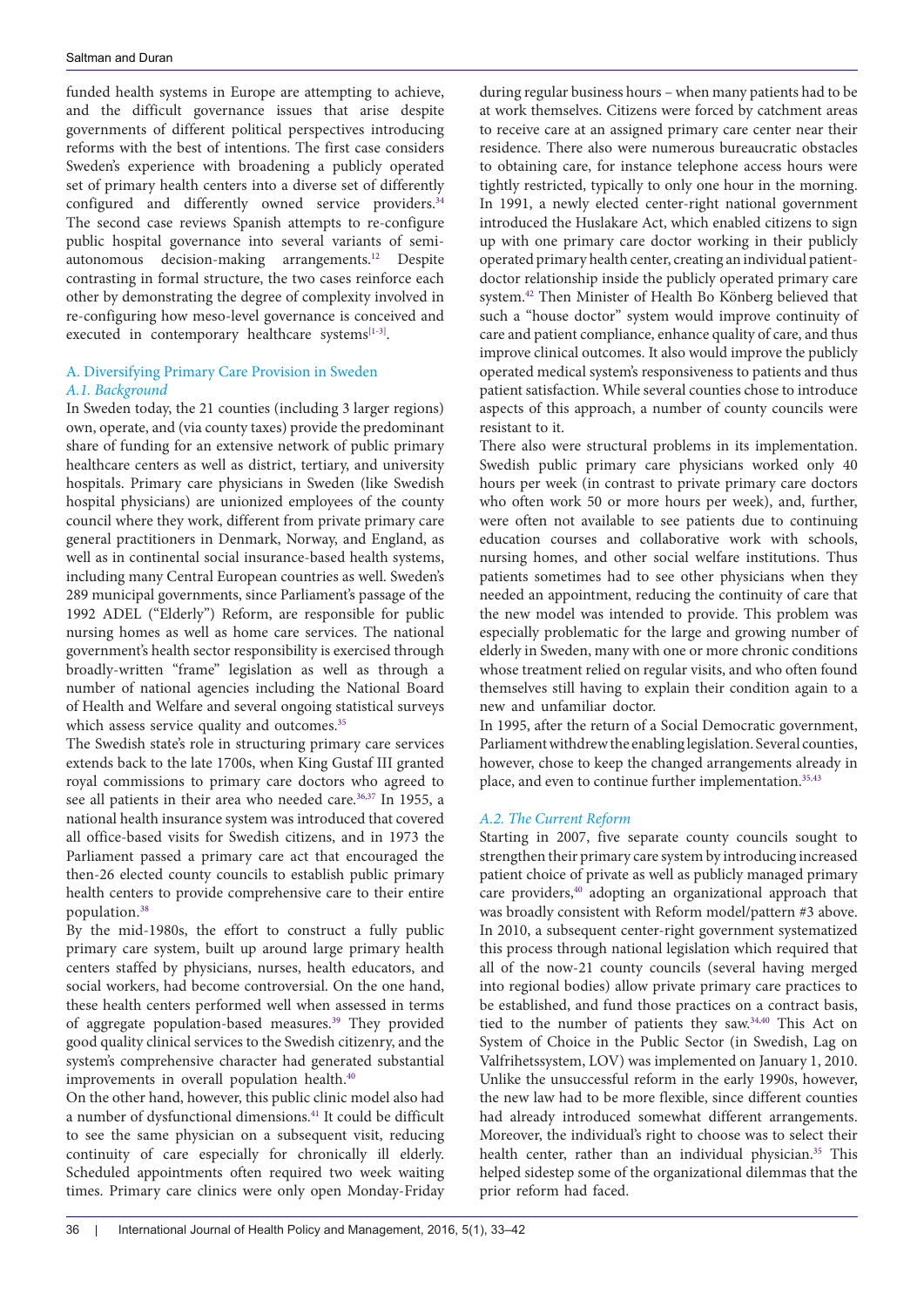funded health systems in Europe are attempting to achieve, and the difficult governance issues that arise despite governments of different political perspectives introducing reforms with the best of intentions. The first case considers Sweden's experience with broadening a publicly operated set of primary health centers into a diverse set of differently configured and differently owned service providers.[34] The second case reviews Spanish attempts to re-configure public hospital governance into several variants of semi-autonomous decision-making arrangements.[12] Despite contrasting in formal structure, the two cases reinforce each other by demonstrating the degree of complexity involved in re-configuring how meso-level governance is conceived and executed in contemporary healthcare systems[1-3].

## A. Diversifying Primary Care Provision in Sweden

### *A.1. Background*

In Sweden today, the 21 counties (including 3 larger regions) own, operate, and (via county taxes) provide the predominant share of funding for an extensive network of public primary healthcare centers as well as district, tertiary, and university hospitals. Primary care physicians in Sweden (like Swedish hospital physicians) are unionized employees of the county council where they work, different from private primary care general practitioners in Denmark, Norway, and England, as well as in continental social insurance-based health systems, including many Central European countries as well. Sweden's 289 municipal governments, since Parliament's passage of the 1992 ADEL ("Elderly") Reform, are responsible for public nursing homes as well as home care services. The national government's health sector responsibility is exercised through broadly-written "frame" legislation as well as through a number of national agencies including the National Board of Health and Welfare and several ongoing statistical surveys which assess service quality and outcomes.[35]

The Swedish state's role in structuring primary care services extends back to the late 1700s, when King Gustaf III granted royal commissions to primary care doctors who agreed to see all patients in their area who needed care.[36,37] In 1955, a national health insurance system was introduced that covered all office-based visits for Swedish citizens, and in 1973 the Parliament passed a primary care act that encouraged the then-26 elected county councils to establish public primary health centers to provide comprehensive care to their entire population.[38]

By the mid-1980s, the effort to construct a fully public primary care system, built up around large primary health centers staffed by physicians, nurses, health educators, and social workers, had become controversial. On the one hand, these health centers performed well when assessed in terms of aggregate population-based measures.[39] They provided good quality clinical services to the Swedish citizenry, and the system's comprehensive character had generated substantial improvements in overall population health.[40]

On the other hand, however, this public clinic model also had a number of dysfunctional dimensions.[41] It could be difficult to see the same physician on a subsequent visit, reducing continuity of care especially for chronically ill elderly. Scheduled appointments often required two week waiting times. Primary care clinics were only open Monday-Friday during regular business hours – when many patients had to be at work themselves. Citizens were forced by catchment areas to receive care at an assigned primary care center near their residence. There also were numerous bureaucratic obstacles to obtaining care, for instance telephone access hours were tightly restricted, typically to only one hour in the morning. In 1991, a newly elected center-right national government introduced the Huslakare Act, which enabled citizens to sign up with one primary care doctor working in their publicly operated primary health center, creating an individual patient-doctor relationship inside the publicly operated primary care system.[42] Then Minister of Health Bo Könberg believed that such a "house doctor" system would improve continuity of care and patient compliance, enhance quality of care, and thus improve clinical outcomes. It also would improve the publicly operated medical system's responsiveness to patients and thus patient satisfaction. While several counties chose to introduce aspects of this approach, a number of county councils were resistant to it.

There also were structural problems in its implementation. Swedish public primary care physicians worked only 40 hours per week (in contrast to private primary care doctors who often work 50 or more hours per week), and, further, were often not available to see patients due to continuing education courses and collaborative work with schools, nursing homes, and other social welfare institutions. Thus patients sometimes had to see other physicians when they needed an appointment, reducing the continuity of care that the new model was intended to provide. This problem was especially problematic for the large and growing number of elderly in Sweden, many with one or more chronic conditions whose treatment relied on regular visits, and who often found themselves still having to explain their condition again to a new and unfamiliar doctor.

In 1995, after the return of a Social Democratic government, Parliament withdrew the enabling legislation. Several counties, however, chose to keep the changed arrangements already in place, and even to continue further implementation.[35,43]

### *A.2. The Current Reform*

Starting in 2007, five separate county councils sought to strengthen their primary care system by introducing increased patient choice of private as well as publicly managed primary care providers,[40] adopting an organizational approach that was broadly consistent with Reform model/pattern #3 above. In 2010, a subsequent center-right government systematized this process through national legislation which required that all of the now-21 county councils (several having merged into regional bodies) allow private primary care practices to be established, and fund those practices on a contract basis, tied to the number of patients they saw.[34,40] This Act on System of Choice in the Public Sector (in Swedish, Lag on Valfrihetssystem, LOV) was implemented on January 1, 2010. Unlike the unsuccessful reform in the early 1990s, however, the new law had to be more flexible, since different counties had already introduced somewhat different arrangements. Moreover, the individual's right to choose was to select their health center, rather than an individual physician.[35] This helped sidestep some of the organizational dilemmas that the prior reform had faced.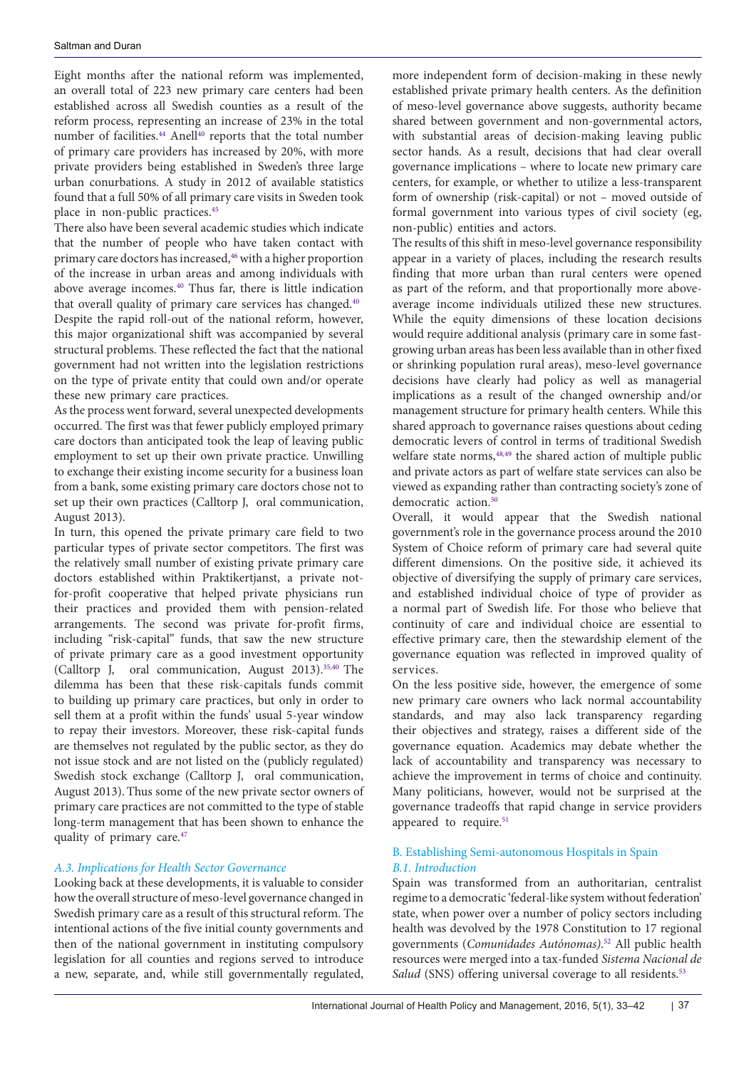Eight months after the national reform was implemented, an overall total of 223 new primary care centers had been established across all Swedish counties as a result of the reform process, representing an increase of 23% in the total number of facilities.[44] Anell[40] reports that the total number of primary care providers has increased by 20%, with more private providers being established in Sweden's three large urban conurbations. A study in 2012 of available statistics found that a full 50% of all primary care visits in Sweden took place in non-public practices.[45]

There also have been several academic studies which indicate that the number of people who have taken contact with primary care doctors has increased,[46] with a higher proportion of the increase in urban areas and among individuals with above average incomes.[40] Thus far, there is little indication that overall quality of primary care services has changed.[40]

Despite the rapid roll-out of the national reform, however, this major organizational shift was accompanied by several structural problems. These reflected the fact that the national government had not written into the legislation restrictions on the type of private entity that could own and/or operate these new primary care practices.

As the process went forward, several unexpected developments occurred. The first was that fewer publicly employed primary care doctors than anticipated took the leap of leaving public employment to set up their own private practice. Unwilling to exchange their existing income security for a business loan from a bank, some existing primary care doctors chose not to set up their own practices (Calltorp J, oral communication, August 2013).

In turn, this opened the private primary care field to two particular types of private sector competitors. The first was the relatively small number of existing private primary care doctors established within Praktikertjanst, a private not-for-profit cooperative that helped private physicians run their practices and provided them with pension-related arrangements. The second was private for-profit firms, including "risk-capital" funds, that saw the new structure of private primary care as a good investment opportunity (Calltorp J, oral communication, August 2013).[35,40] The dilemma has been that these risk-capitals funds commit to building up primary care practices, but only in order to sell them at a profit within the funds' usual 5-year window to repay their investors. Moreover, these risk-capital funds are themselves not regulated by the public sector, as they do not issue stock and are not listed on the (publicly regulated) Swedish stock exchange (Calltorp J, oral communication, August 2013). Thus some of the new private sector owners of primary care practices are not committed to the type of stable long-term management that has been shown to enhance the quality of primary care.[47]

### *A.3. Implications for Health Sector Governance*

Looking back at these developments, it is valuable to consider how the overall structure of meso-level governance changed in Swedish primary care as a result of this structural reform. The intentional actions of the five initial county governments and then of the national government in instituting compulsory legislation for all counties and regions served to introduce a new, separate, and, while still governmentally regulated, more independent form of decision-making in these newly established private primary health centers. As the definition of meso-level governance above suggests, authority became shared between government and non-governmental actors, with substantial areas of decision-making leaving public sector hands. As a result, decisions that had clear overall governance implications – where to locate new primary care centers, for example, or whether to utilize a less-transparent form of ownership (risk-capital) or not – moved outside of formal government into various types of civil society (eg, non-public) entities and actors.

The results of this shift in meso-level governance responsibility appear in a variety of places, including the research results finding that more urban than rural centers were opened as part of the reform, and that proportionally more above-average income individuals utilized these new structures. While the equity dimensions of these location decisions would require additional analysis (primary care in some fast-growing urban areas has been less available than in other fixed or shrinking population rural areas), meso-level governance decisions have clearly had policy as well as managerial implications as a result of the changed ownership and/or management structure for primary health centers. While this shared approach to governance raises questions about ceding democratic levers of control in terms of traditional Swedish welfare state norms,[48,49] the shared action of multiple public and private actors as part of welfare state services can also be viewed as expanding rather than contracting society's zone of democratic action.[50]

Overall, it would appear that the Swedish national government's role in the governance process around the 2010 System of Choice reform of primary care had several quite different dimensions. On the positive side, it achieved its objective of diversifying the supply of primary care services, and established individual choice of type of provider as a normal part of Swedish life. For those who believe that continuity of care and individual choice are essential to effective primary care, then the stewardship element of the governance equation was reflected in improved quality of services.

On the less positive side, however, the emergence of some new primary care owners who lack normal accountability standards, and may also lack transparency regarding their objectives and strategy, raises a different side of the governance equation. Academics may debate whether the lack of accountability and transparency was necessary to achieve the improvement in terms of choice and continuity. Many politicians, however, would not be surprised at the governance tradeoffs that rapid change in service providers appeared to require.[51]

## B. Establishing Semi-autonomous Hospitals in Spain

### *B.1. Introduction*

Spain was transformed from an authoritarian, centralist regime to a democratic 'federal-like system without federation' state, when power over a number of policy sectors including health was devolved by the 1978 Constitution to 17 regional governments (*Comunidades Autónomas)*.[52] All public health resources were merged into a tax-funded *Sistema Nacional de Salud* (SNS) offering universal coverage to all residents.[53]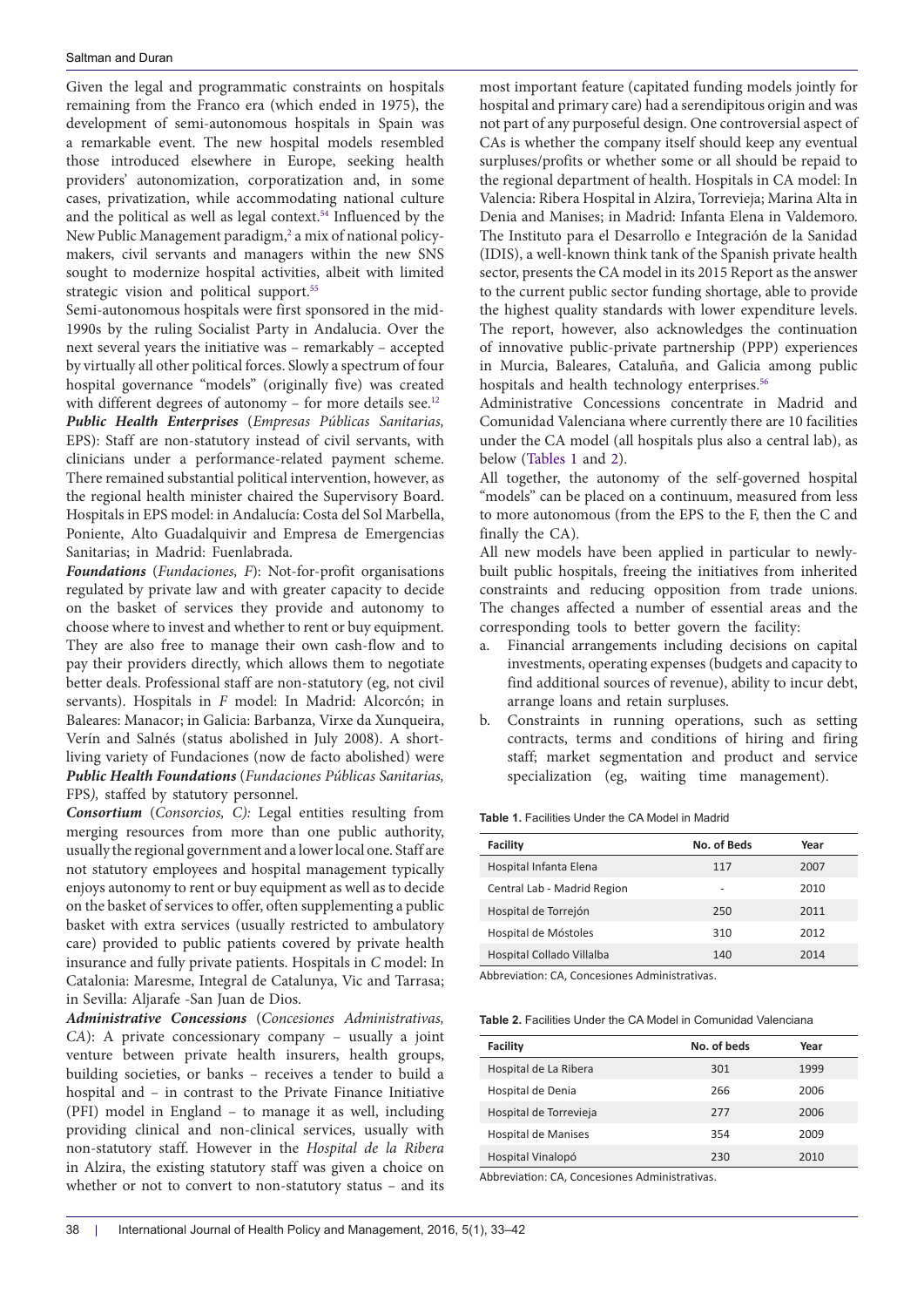Given the legal and programmatic constraints on hospitals remaining from the Franco era (which ended in 1975), the development of semi-autonomous hospitals in Spain was a remarkable event. The new hospital models resembled those introduced elsewhere in Europe, seeking health providers' autonomization, corporatization and, in some cases, privatization, while accommodating national culture and the political as well as legal context.[54] Influenced by the New Public Management paradigm,[2] a mix of national policy-makers, civil servants and managers within the new SNS sought to modernize hospital activities, albeit with limited strategic vision and political support.[55]

Semi-autonomous hospitals were first sponsored in the mid-1990s by the ruling Socialist Party in Andalucia. Over the next several years the initiative was – remarkably – accepted by virtually all other political forces. Slowly a spectrum of four hospital governance "models" (originally five) was created with different degrees of autonomy – for more details see.[12]

***Public Health Enterprises*** (*Empresas Públicas Sanitarias,* EPS): Staff are non-statutory instead of civil servants, with clinicians under a performance-related payment scheme. There remained substantial political intervention, however, as the regional health minister chaired the Supervisory Board. Hospitals in EPS model: in Andalucía: Costa del Sol Marbella, Poniente, Alto Guadalquivir and Empresa de Emergencias Sanitarias; in Madrid: Fuenlabrada.

***Foundations*** (*Fundaciones, F*): Not-for-profit organisations regulated by private law and with greater capacity to decide on the basket of services they provide and autonomy to choose where to invest and whether to rent or buy equipment. They are also free to manage their own cash-flow and to pay their providers directly, which allows them to negotiate better deals. Professional staff are non-statutory (eg, not civil servants). Hospitals in *F* model: In Madrid: Alcorcón; in Baleares: Manacor; in Galicia: Barbanza, Virxe da Xunqueira, Verín and Salnés (status abolished in July 2008). A short-living variety of Fundaciones (now de facto abolished) were ***Public Health Foundations*** (*Fundaciones Públicas Sanitarias,* FPS*),* staffed by statutory personnel.

***Consortium*** (*Consorcios, C):* Legal entities resulting from merging resources from more than one public authority, usually the regional government and a lower local one. Staff are not statutory employees and hospital management typically enjoys autonomy to rent or buy equipment as well as to decide on the basket of services to offer, often supplementing a public basket with extra services (usually restricted to ambulatory care) provided to public patients covered by private health insurance and fully private patients. Hospitals in *C* model: In Catalonia: Maresme, Integral de Catalunya, Vic and Tarrasa; in Sevilla: Aljarafe -San Juan de Dios.

***Administrative Concessions*** (*Concesiones Administrativas, CA*): A private concessionary company – usually a joint venture between private health insurers, health groups, building societies, or banks – receives a tender to build a hospital and – in contrast to the Private Finance Initiative (PFI) model in England – to manage it as well, including providing clinical and non-clinical services, usually with non-statutory staff. However in the *Hospital de la Ribera* in Alzira, the existing statutory staff was given a choice on whether or not to convert to non-statutory status – and its most important feature (capitated funding models jointly for hospital and primary care) had a serendipitous origin and was not part of any purposeful design. One controversial aspect of CAs is whether the company itself should keep any eventual surpluses/profits or whether some or all should be repaid to the regional department of health. Hospitals in CA model: In Valencia: Ribera Hospital in Alzira, Torrevieja; Marina Alta in Denia and Manises; in Madrid: Infanta Elena in Valdemoro. The Instituto para el Desarrollo e Integración de la Sanidad (IDIS), a well-known think tank of the Spanish private health sector, presents the CA model in its 2015 Report as the answer to the current public sector funding shortage, able to provide the highest quality standards with lower expenditure levels. The report, however, also acknowledges the continuation of innovative public-private partnership (PPP) experiences in Murcia, Baleares, Cataluña, and Galicia among public hospitals and health technology enterprises.[56]

Administrative Concessions concentrate in Madrid and Comunidad Valenciana where currently there are 10 facilities under the CA model (all hospitals plus also a central lab), as below (Tables 1 and 2).

All together, the autonomy of the self-governed hospital "models" can be placed on a continuum, measured from less to more autonomous (from the EPS to the F, then the C and finally the CA).

All new models have been applied in particular to newly-built public hospitals, freeing the initiatives from inherited constraints and reducing opposition from trade unions. The changes affected a number of essential areas and the corresponding tools to better govern the facility:

a. Financial arrangements including decisions on capital investments, operating expenses (budgets and capacity to find additional sources of revenue), ability to incur debt, arrange loans and retain surpluses.
b. Constraints in running operations, such as setting contracts, terms and conditions of hiring and firing staff; market segmentation and product and service specialization (eg, waiting time management).

**Table 1.** Facilities Under the CA Model in Madrid

| Facility | No. of Beds | Year |
|---|---|---|
| Hospital Infanta Elena | 117 | 2007 |
| Central Lab - Madrid Region | - | 2010 |
| Hospital de Torrejón | 250 | 2011 |
| Hospital de Móstoles | 310 | 2012 |
| Hospital Collado Villalba | 140 | 2014 |

Abbreviation: CA, Concesiones Administrativas.

**Table 2.** Facilities Under the CA Model in Comunidad Valenciana

| Facility | No. of beds | Year |
|---|---|---|
| Hospital de La Ribera | 301 | 1999 |
| Hospital de Denia | 266 | 2006 |
| Hospital de Torrevieja | 277 | 2006 |
| Hospital de Manises | 354 | 2009 |
| Hospital Vinalopó | 230 | 2010 |

Abbreviation: CA, Concesiones Administrativas.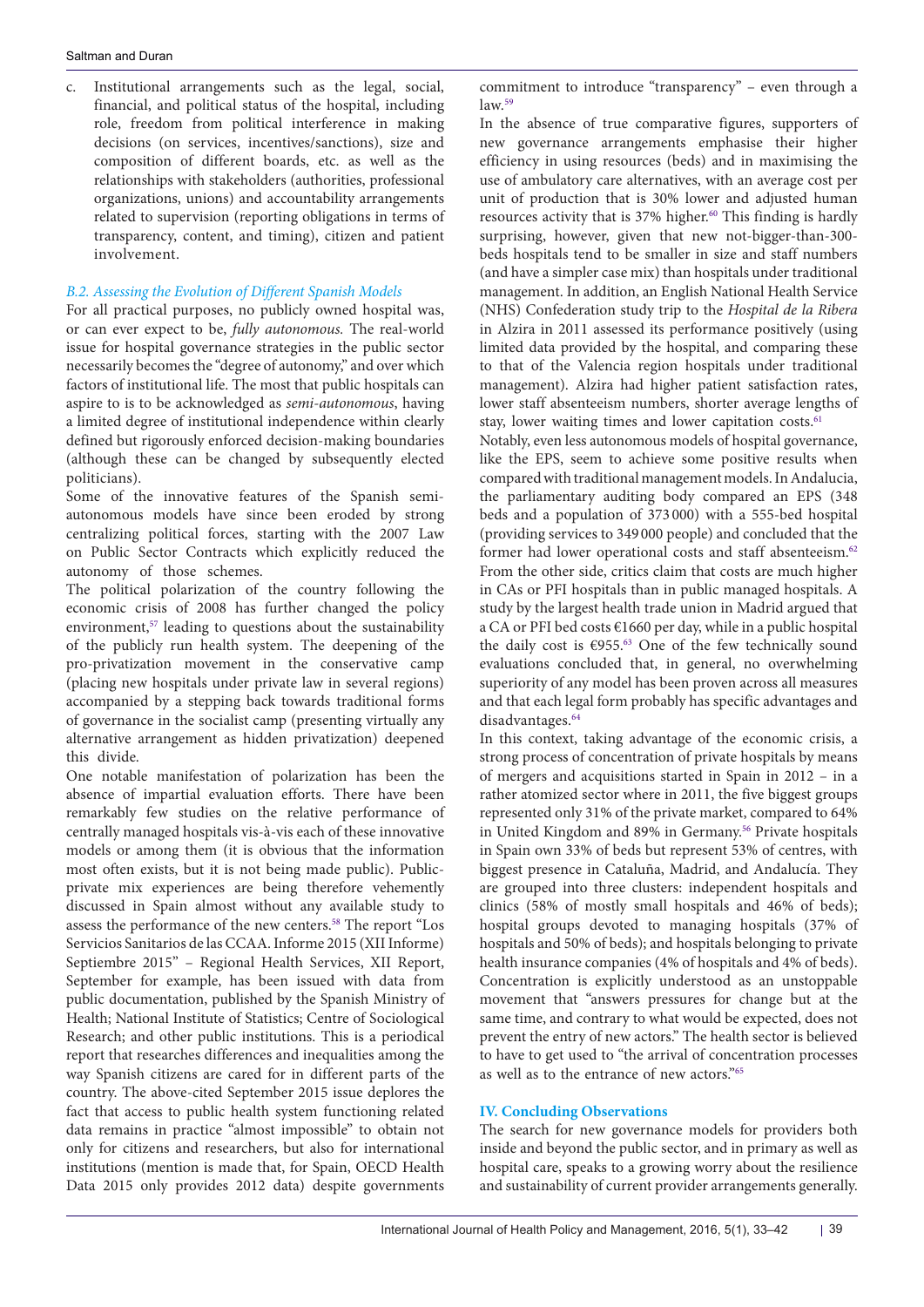c. Institutional arrangements such as the legal, social, financial, and political status of the hospital, including role, freedom from political interference in making decisions (on services, incentives/sanctions), size and composition of different boards, etc. as well as the relationships with stakeholders (authorities, professional organizations, unions) and accountability arrangements related to supervision (reporting obligations in terms of transparency, content, and timing), citizen and patient involvement.

### *B.2. Assessing the Evolution of Different Spanish Models*

For all practical purposes, no publicly owned hospital was, or can ever expect to be, *fully autonomous.* The real-world issue for hospital governance strategies in the public sector necessarily becomes the "degree of autonomy," and over which factors of institutional life. The most that public hospitals can aspire to is to be acknowledged as *semi-autonomous*, having a limited degree of institutional independence within clearly defined but rigorously enforced decision-making boundaries (although these can be changed by subsequently elected politicians).

Some of the innovative features of the Spanish semi-autonomous models have since been eroded by strong centralizing political forces, starting with the 2007 Law on Public Sector Contracts which explicitly reduced the autonomy of those schemes.

The political polarization of the country following the economic crisis of 2008 has further changed the policy environment,[57] leading to questions about the sustainability of the publicly run health system. The deepening of the pro-privatization movement in the conservative camp (placing new hospitals under private law in several regions) accompanied by a stepping back towards traditional forms of governance in the socialist camp (presenting virtually any alternative arrangement as hidden privatization) deepened this divide.

One notable manifestation of polarization has been the absence of impartial evaluation efforts. There have been remarkably few studies on the relative performance of centrally managed hospitals vis-à-vis each of these innovative models or among them (it is obvious that the information most often exists, but it is not being made public). Public-private mix experiences are being therefore vehemently discussed in Spain almost without any available study to assess the performance of the new centers.[58] The report "Los Servicios Sanitarios de las CCAA. Informe 2015 (XII Informe) Septiembre 2015" – Regional Health Services, XII Report, September for example, has been issued with data from public documentation, published by the Spanish Ministry of Health; National Institute of Statistics; Centre of Sociological Research; and other public institutions. This is a periodical report that researches differences and inequalities among the way Spanish citizens are cared for in different parts of the country. The above-cited September 2015 issue deplores the fact that access to public health system functioning related data remains in practice "almost impossible" to obtain not only for citizens and researchers, but also for international institutions (mention is made that, for Spain, OECD Health Data 2015 only provides 2012 data) despite governments commitment to introduce "transparency" – even through a law.[59]

In the absence of true comparative figures, supporters of new governance arrangements emphasise their higher efficiency in using resources (beds) and in maximising the use of ambulatory care alternatives, with an average cost per unit of production that is 30% lower and adjusted human resources activity that is 37% higher.[60] This finding is hardly surprising, however, given that new not-bigger-than-300-beds hospitals tend to be smaller in size and staff numbers (and have a simpler case mix) than hospitals under traditional management. In addition, an English National Health Service (NHS) Confederation study trip to the *Hospital de la Ribera* in Alzira in 2011 assessed its performance positively (using limited data provided by the hospital, and comparing these to that of the Valencia region hospitals under traditional management). Alzira had higher patient satisfaction rates, lower staff absenteeism numbers, shorter average lengths of stay, lower waiting times and lower capitation costs.[61]

Notably, even less autonomous models of hospital governance, like the EPS, seem to achieve some positive results when compared with traditional management models. In Andalucia, the parliamentary auditing body compared an EPS (348 beds and a population of 373 000) with a 555-bed hospital (providing services to 349 000 people) and concluded that the former had lower operational costs and staff absenteeism.[62] From the other side, critics claim that costs are much higher in CAs or PFI hospitals than in public managed hospitals. A study by the largest health trade union in Madrid argued that a CA or PFI bed costs €1660 per day, while in a public hospital the daily cost is €955.[63] One of the few technically sound evaluations concluded that, in general, no overwhelming superiority of any model has been proven across all measures and that each legal form probably has specific advantages and disadvantages.[64]

In this context, taking advantage of the economic crisis, a strong process of concentration of private hospitals by means of mergers and acquisitions started in Spain in 2012 – in a rather atomized sector where in 2011, the five biggest groups represented only 31% of the private market, compared to 64% in United Kingdom and 89% in Germany.[56] Private hospitals in Spain own 33% of beds but represent 53% of centres, with biggest presence in Cataluña, Madrid, and Andalucía. They are grouped into three clusters: independent hospitals and clinics (58% of mostly small hospitals and 46% of beds); hospital groups devoted to managing hospitals (37% of hospitals and 50% of beds); and hospitals belonging to private health insurance companies (4% of hospitals and 4% of beds). Concentration is explicitly understood as an unstoppable movement that "answers pressures for change but at the same time, and contrary to what would be expected, does not prevent the entry of new actors." The health sector is believed to have to get used to "the arrival of concentration processes as well as to the entrance of new actors."[65]

## IV. Concluding Observations

The search for new governance models for providers both inside and beyond the public sector, and in primary as well as hospital care, speaks to a growing worry about the resilience and sustainability of current provider arrangements generally.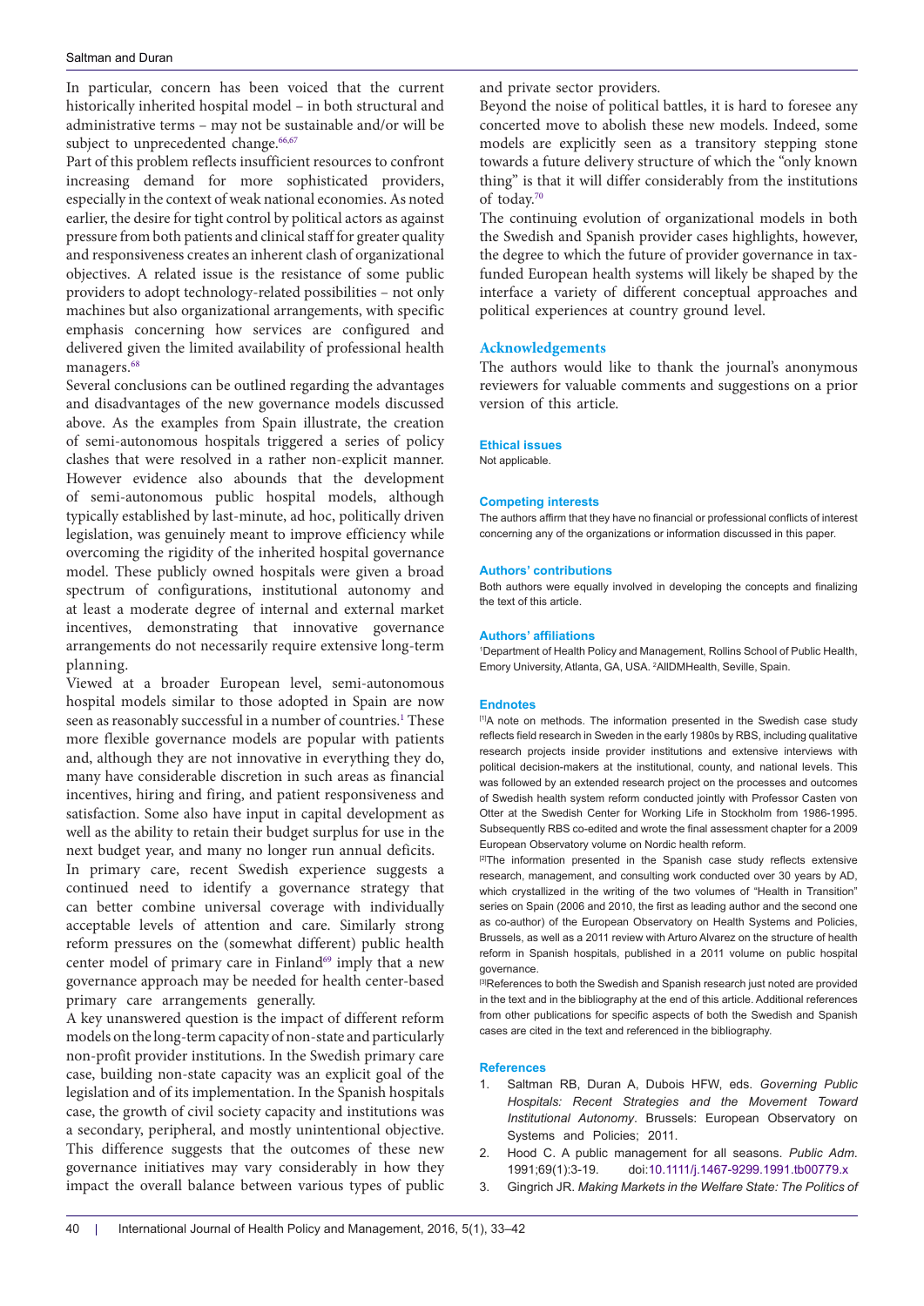In particular, concern has been voiced that the current historically inherited hospital model – in both structural and administrative terms – may not be sustainable and/or will be subject to unprecedented change.[66,67]

Part of this problem reflects insufficient resources to confront increasing demand for more sophisticated providers, especially in the context of weak national economies. As noted earlier, the desire for tight control by political actors as against pressure from both patients and clinical staff for greater quality and responsiveness creates an inherent clash of organizational objectives. A related issue is the resistance of some public providers to adopt technology-related possibilities – not only machines but also organizational arrangements, with specific emphasis concerning how services are configured and delivered given the limited availability of professional health managers.[68]

Several conclusions can be outlined regarding the advantages and disadvantages of the new governance models discussed above. As the examples from Spain illustrate, the creation of semi-autonomous hospitals triggered a series of policy clashes that were resolved in a rather non-explicit manner. However evidence also abounds that the development of semi-autonomous public hospital models, although typically established by last-minute, ad hoc, politically driven legislation, was genuinely meant to improve efficiency while overcoming the rigidity of the inherited hospital governance model. These publicly owned hospitals were given a broad spectrum of configurations, institutional autonomy and at least a moderate degree of internal and external market incentives, demonstrating that innovative governance arrangements do not necessarily require extensive long-term planning.

Viewed at a broader European level, semi-autonomous hospital models similar to those adopted in Spain are now seen as reasonably successful in a number of countries.[1] These more flexible governance models are popular with patients and, although they are not innovative in everything they do, many have considerable discretion in such areas as financial incentives, hiring and firing, and patient responsiveness and satisfaction. Some also have input in capital development as well as the ability to retain their budget surplus for use in the next budget year, and many no longer run annual deficits.

In primary care, recent Swedish experience suggests a continued need to identify a governance strategy that can better combine universal coverage with individually acceptable levels of attention and care. Similarly strong reform pressures on the (somewhat different) public health center model of primary care in Finland[69] imply that a new governance approach may be needed for health center-based primary care arrangements generally.

A key unanswered question is the impact of different reform models on the long-term capacity of non-state and particularly non-profit provider institutions. In the Swedish primary care case, building non-state capacity was an explicit goal of the legislation and of its implementation. In the Spanish hospitals case, the growth of civil society capacity and institutions was a secondary, peripheral, and mostly unintentional objective. This difference suggests that the outcomes of these new governance initiatives may vary considerably in how they impact the overall balance between various types of public and private sector providers.

Beyond the noise of political battles, it is hard to foresee any concerted move to abolish these new models. Indeed, some models are explicitly seen as a transitory stepping stone towards a future delivery structure of which the "only known thing" is that it will differ considerably from the institutions of today.[70]

The continuing evolution of organizational models in both the Swedish and Spanish provider cases highlights, however, the degree to which the future of provider governance in tax-funded European health systems will likely be shaped by the interface a variety of different conceptual approaches and political experiences at country ground level.

## Acknowledgements

The authors would like to thank the journal's anonymous reviewers for valuable comments and suggestions on a prior version of this article.

### Ethical issues

Not applicable.

### Competing interests

The authors affirm that they have no financial or professional conflicts of interest concerning any of the organizations or information discussed in this paper.

### Authors' contributions

Both authors were equally involved in developing the concepts and finalizing the text of this article.

### Authors' affiliations

[1]Department of Health Policy and Management, Rollins School of Public Health, Emory University, Atlanta, GA, USA. [2]AIIDMHealth, Seville, Spain.

### Endnotes

[1]A note on methods. The information presented in the Swedish case study reflects field research in Sweden in the early 1980s by RBS, including qualitative research projects inside provider institutions and extensive interviews with political decision-makers at the institutional, county, and national levels. This was followed by an extended research project on the processes and outcomes of Swedish health system reform conducted jointly with Professor Casten von Otter at the Swedish Center for Working Life in Stockholm from 1986-1995. Subsequently RBS co-edited and wrote the final assessment chapter for a 2009 European Observatory volume on Nordic health reform.

[2]The information presented in the Spanish case study reflects extensive research, management, and consulting work conducted over 30 years by AD, which crystallized in the writing of the two volumes of "Health in Transition" series on Spain (2006 and 2010, the first as leading author and the second one as co-author) of the European Observatory on Health Systems and Policies, Brussels, as well as a 2011 review with Arturo Alvarez on the structure of health reform in Spanish hospitals, published in a 2011 volume on public hospital governance.

[3]References to both the Swedish and Spanish research just noted are provided in the text and in the bibliography at the end of this article. Additional references from other publications for specific aspects of both the Swedish and Spanish cases are cited in the text and referenced in the bibliography.

### References

1. Saltman RB, Duran A, Dubois HFW, eds. *Governing Public Hospitals: Recent Strategies and the Movement Toward Institutional Autonomy*. Brussels: European Observatory on Systems and Policies; 2011.
2. Hood C. A public management for all seasons. *Public Adm*. 1991;69(1):3-19. doi:10.1111/j.1467-9299.1991.tb00779.x
3. Gingrich JR. *Making Markets in the Welfare State: The Politics of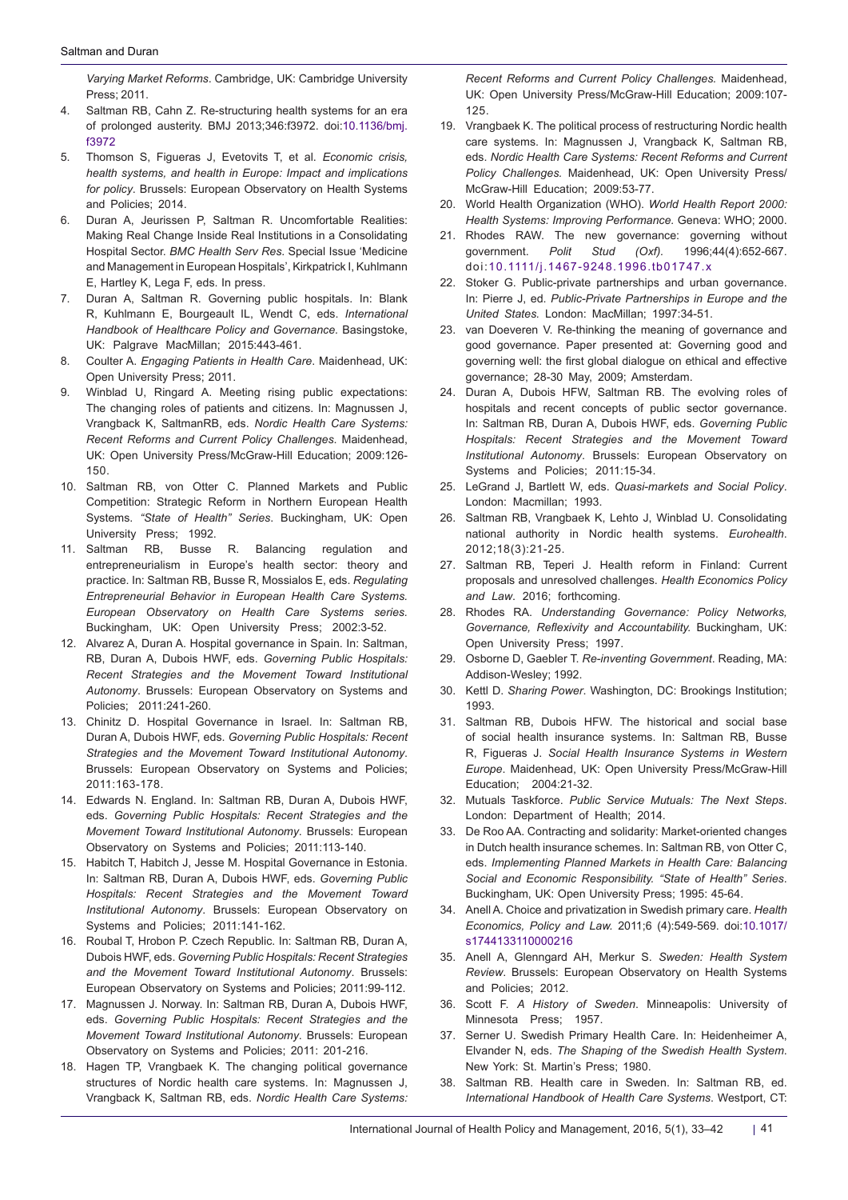*Varying Market Reforms*. Cambridge, UK: Cambridge University Press; 2011.

4. Saltman RB, Cahn Z. Re-structuring health systems for an era of prolonged austerity. BMJ 2013;346:f3972. doi:10.1136/bmj.f3972
5. Thomson S, Figueras J, Evetovits T, et al. *Economic crisis, health systems, and health in Europe: Impact and implications for policy*. Brussels: European Observatory on Health Systems and Policies; 2014.
6. Duran A, Jeurissen P, Saltman R. Uncomfortable Realities: Making Real Change Inside Real Institutions in a Consolidating Hospital Sector. *BMC Health Serv Res*. Special Issue 'Medicine and Management in European Hospitals', Kirkpatrick I, Kuhlmann E, Hartley K, Lega F, eds. In press.
7. Duran A, Saltman R. Governing public hospitals. In: Blank R, Kuhlmann E, Bourgeault IL, Wendt C, eds. *International Handbook of Healthcare Policy and Governance*. Basingstoke, UK: Palgrave MacMillan; 2015:443-461.
8. Coulter A. *Engaging Patients in Health Care*. Maidenhead, UK: Open University Press; 2011.
9. Winblad U, Ringard A. Meeting rising public expectations: The changing roles of patients and citizens. In: Magnussen J, Vrangback K, SaltmanRB, eds. *Nordic Health Care Systems: Recent Reforms and Current Policy Challenges*. Maidenhead, UK: Open University Press/McGraw-Hill Education; 2009:126-150.
10. Saltman RB, von Otter C. Planned Markets and Public Competition: Strategic Reform in Northern European Health Systems. *"State of Health" Series*. Buckingham, UK: Open University Press; 1992.
11. Saltman RB, Busse R. Balancing regulation and entrepreneurialism in Europe's health sector: theory and practice. In: Saltman RB, Busse R, Mossialos E, eds. *Regulating Entrepreneurial Behavior in European Health Care Systems. European Observatory on Health Care Systems series.* Buckingham, UK: Open University Press; 2002:3-52.
12. Alvarez A, Duran A. Hospital governance in Spain. In: Saltman, RB, Duran A, Dubois HWF, eds. *Governing Public Hospitals: Recent Strategies and the Movement Toward Institutional Autonomy*. Brussels: European Observatory on Systems and Policies; 2011:241-260.
13. Chinitz D. Hospital Governance in Israel. In: Saltman RB, Duran A, Dubois HWF, eds. *Governing Public Hospitals: Recent Strategies and the Movement Toward Institutional Autonomy*. Brussels: European Observatory on Systems and Policies; 2011:163-178.
14. Edwards N. England. In: Saltman RB, Duran A, Dubois HWF, eds. *Governing Public Hospitals: Recent Strategies and the Movement Toward Institutional Autonomy*. Brussels: European Observatory on Systems and Policies; 2011:113-140.
15. Habitch T, Habitch J, Jesse M. Hospital Governance in Estonia. In: Saltman RB, Duran A, Dubois HWF, eds. *Governing Public Hospitals: Recent Strategies and the Movement Toward Institutional Autonomy*. Brussels: European Observatory on Systems and Policies; 2011:141-162.
16. Roubal T, Hrobon P. Czech Republic. In: Saltman RB, Duran A, Dubois HWF, eds. *Governing Public Hospitals: Recent Strategies and the Movement Toward Institutional Autonomy*. Brussels: European Observatory on Systems and Policies; 2011:99-112.
17. Magnussen J. Norway. In: Saltman RB, Duran A, Dubois HWF, eds. *Governing Public Hospitals: Recent Strategies and the Movement Toward Institutional Autonomy*. Brussels: European Observatory on Systems and Policies; 2011: 201-216.
18. Hagen TP, Vrangbaek K. The changing political governance structures of Nordic health care systems. In: Magnussen J, Vrangback K, Saltman RB, eds. *Nordic Health Care Systems: Recent Reforms and Current Policy Challenges.* Maidenhead, UK: Open University Press/McGraw-Hill Education; 2009:107-125.
19. Vrangbaek K. The political process of restructuring Nordic health care systems. In: Magnussen J, Vrangback K, Saltman RB, eds. *Nordic Health Care Systems: Recent Reforms and Current Policy Challenges.* Maidenhead, UK: Open University Press/McGraw-Hill Education; 2009:53-77.
20. World Health Organization (WHO). *World Health Report 2000: Health Systems: Improving Performance.* Geneva: WHO; 2000.
21. Rhodes RAW. The new governance: governing without government. *Polit Stud (Oxf).* 1996;44(4):652-667. doi:10.1111/j.1467-9248.1996.tb01747.x
22. Stoker G. Public-private partnerships and urban governance. In: Pierre J, ed. *Public-Private Partnerships in Europe and the United States.* London: MacMillan; 1997:34-51.
23. van Doeveren V. Re-thinking the meaning of governance and good governance. Paper presented at: Governing good and governing well: the first global dialogue on ethical and effective governance; 28-30 May, 2009; Amsterdam.
24. Duran A, Dubois HFW, Saltman RB. The evolving roles of hospitals and recent concepts of public sector governance. In: Saltman RB, Duran A, Dubois HWF, eds. *Governing Public Hospitals: Recent Strategies and the Movement Toward Institutional Autonomy*. Brussels: European Observatory on Systems and Policies; 2011:15-34.
25. LeGrand J, Bartlett W, eds. *Quasi-markets and Social Policy*. London: Macmillan; 1993.
26. Saltman RB, Vrangbaek K, Lehto J, Winblad U. Consolidating national authority in Nordic health systems. *Eurohealth*. 2012;18(3):21-25.
27. Saltman RB, Teperi J. Health reform in Finland: Current proposals and unresolved challenges. *Health Economics Policy and Law*. 2016; forthcoming.
28. Rhodes RA. *Understanding Governance: Policy Networks, Governance, Reflexivity and Accountability.* Buckingham, UK: Open University Press; 1997.
29. Osborne D, Gaebler T. *Re-inventing Government*. Reading, MA: Addison-Wesley; 1992.
30. Kettl D. *Sharing Power*. Washington, DC: Brookings Institution; 1993.
31. Saltman RB, Dubois HFW. The historical and social base of social health insurance systems. In: Saltman RB, Busse R, Figueras J. *Social Health Insurance Systems in Western Europe*. Maidenhead, UK: Open University Press/McGraw-Hill Education; 2004:21-32.
32. Mutuals Taskforce. *Public Service Mutuals: The Next Steps*. London: Department of Health; 2014.
33. De Roo AA. Contracting and solidarity: Market-oriented changes in Dutch health insurance schemes. In: Saltman RB, von Otter C, eds. *Implementing Planned Markets in Health Care: Balancing Social and Economic Responsibility. "State of Health" Series*. Buckingham, UK: Open University Press; 1995: 45-64.
34. Anell A. Choice and privatization in Swedish primary care. *Health Economics, Policy and Law.* 2011;6 (4):549-569. doi:10.1017/s1744133110000216
35. Anell A, Glenngard AH, Merkur S. *Sweden: Health System Review*. Brussels: European Observatory on Health Systems and Policies; 2012.
36. Scott F. *A History of Sweden*. Minneapolis: University of Minnesota Press; 1957.
37. Serner U. Swedish Primary Health Care. In: Heidenheimer A, Elvander N, eds. *The Shaping of the Swedish Health System*. New York: St. Martin's Press; 1980.
38. Saltman RB. Health care in Sweden. In: Saltman RB, ed. *International Handbook of Health Care Systems*. Westport, CT: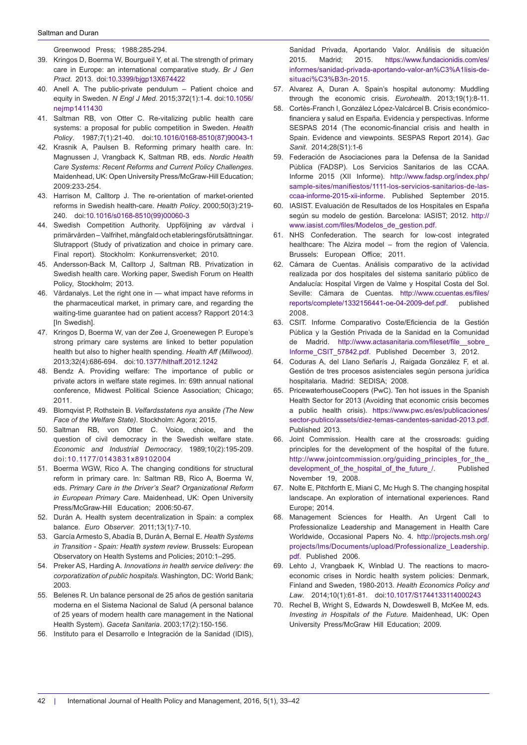Greenwood Press; 1988:285-294.

39. Kringos D, Boerma W, Bourgueil Y, et al. The strength of primary care in Europe: an international comparative study. *Br J Gen Pract*. 2013. doi:10.3399/bjgp13X674422
40. Anell A. The public-private pendulum – Patient choice and equity in Sweden. *N Engl J Med*. 2015;372(1):1-4. doi:10.1056/nejmp1411430
41. Saltman RB, von Otter C. Re-vitalizing public health care systems: a proposal for public competition in Sweden. *Health Policy*. 1987;7(1):21-40. doi:10.1016/0168-8510(87)90043-1
42. Krasnik A, Paulsen B. Reforming primary health care. In: Magnussen J, Vrangback K, Saltman RB, eds. *Nordic Health Care Systems: Recent Reforms and Current Policy Challenges*. Maidenhead, UK: Open University Press/McGraw-Hill Education; 2009:233-254.
43. Harrison M, Calltorp J. The re-orientation of market-oriented reforms in Swedish health-care. *Health Policy*. 2000;50(3):219-240. doi:10.1016/s0168-8510(99)00060-3
44. Swedish Competition Authority. Uppföljning av vårdval i primärvården – Valfrihet, mångfald och etableringsförutsättningar. Slutrapport (Study of privatization and choice in primary care. Final report). Stockholm: Konkurrensverket; 2010.
45. Andersson-Back M, Calltorp J, Saltman RB. Privatization in Swedish health care. Working paper, Swedish Forum on Health Policy, Stockholm; 2013.
46. Vårdanalys. Let the right one in — what impact have reforms in the pharmaceutical market, in primary care, and regarding the waiting-time guarantee had on patient access? Rapport 2014:3 [In Swedish].
47. Kringos D, Boerma W, van der Zee J, Groenewegen P. Europe's strong primary care systems are linked to better population health but also to higher health spending. *Health Aff (Millwood)*. 2013;32(4):686-694. doi:10.1377/hlthaff.2012.1242
48. Bendz A. Providing welfare: The importance of public or private actors in welfare state regimes. In: 69th annual national conference, Midwest Political Science Association; Chicago; 2011.
49. Blomqvist P, Rothstein B. *Velfardsstatens nya ansikte (The New Face of the Welfare State)*. Stockholm: Agora; 2015.
50. Saltman RB, von Otter C. Voice, choice, and the question of civil democracy in the Swedish welfare state. *Economic and Industrial Democracy*. 1989;10(2):195-209. doi:10.1177/0143831x89102004
51. Boerma WGW, Rico A. The changing conditions for structural reform in primary care. In: Saltman RB, Rico A, Boerma W, eds. *Primary Care in the Driver's Seat? Organizational Reform in European Primary Care*. Maidenhead, UK: Open University Press/McGraw-Hill Education; 2006:50-67.
52. Durán A. Health system decentralization in Spain: a complex balance. *Euro Observer*. 2011;13(1):7-10.
53. García Armesto S, Abadía B, Durán A, Bernal E. *Health Systems in Transition - Spain: Health system review*. Brussels: European Observatory on Health Systems and Policies; 2010:1–295.
54. Preker AS, Harding A. *Innovations in health service delivery: the corporatization of public hospitals*. Washington, DC: World Bank; 2003.
55. Belenes R. Un balance personal de 25 años de gestión sanitaria moderna en el Sistema Nacional de Salud (A personal balance of 25 years of modern health care management in the National Health System). *Gaceta Sanitaria*. 2003;17(2):150-156.
56. Instituto para el Desarrollo e Integración de la Sanidad (IDIS), Sanidad Privada, Aportando Valor. Análisis de situación 2015. Madrid; 2015. https://www.fundacionidis.com/es/informes/sanidad-privada-aportando-valor-an%C3%A1lisis-de-situaci%C3%B3n-2015.
57. Alvarez A, Duran A. Spain's hospital autonomy: Muddling through the economic crisis. *Eurohealth*. 2013;19(1):8-11.
58. Cortès-Franch I, González López-Valcárcel B. Crisis económico-financiera y salud en España. Evidencia y perspectivas. Informe SESPAS 2014 (The economic-financial crisis and health in Spain. Evidence and viewpoints. SESPAS Report 2014). *Gac Sanit*. 2014;28(S1):1-6
59. Federación de Asociaciones para la Defensa de la Sanidad Pública (FADSP). Los Servicios Sanitarios de las CCAA. Informe 2015 (XII Informe). http://www.fadsp.org/index.php/sample-sites/manifiestos/1111-los-servicios-sanitarios-de-las-ccaa-informe-2015-xii-informe. Published September 2015.
60. IASIST. Evaluación de Resultados de los Hospitales en España según su modelo de gestión. Barcelona: IASIST; 2012. http://www.iasist.com/files/Modelos_de_gestion.pdf.
61. NHS Confederation. The search for low-cost integrated healthcare: The Alzira model – from the region of Valencia. Brussels: European Office; 2011.
62. Cámara de Cuentas. Análisis comparativo de la actividad realizada por dos hospitales del sistema sanitario público de Andalucía: Hospital Virgen de Valme y Hospital Costa del Sol. Seville: Cámara de Cuentas. http://www.ccuentas.es/files/reports/complete/1332156441-oe-04-2009-def.pdf. published 2008.
63. CSIT. Informe Comparativo Coste/Eficiencia de la Gestión Pública y la Gestión Privada de la Sanidad en la Comunidad de Madrid. http://www.actasanitaria.com/fileset/file__sobre_Informe_CSIT_57842.pdf. Published December 3, 2012.
64. Coduras A, del Llano Señarís J, Raigada González F, et al. Gestión de tres procesos asistenciales según persona jurídica hospitalaria. Madrid: SEDISA; 2008.
65. PricewaterhouseCoopers (PwC). Ten hot issues in the Spanish Health Sector for 2013 (Avoiding that economic crisis becomes a public health crisis). https://www.pwc.es/es/publicaciones/sector-publico/assets/diez-temas-candentes-sanidad-2013.pdf. Published 2013.
66. Joint Commission. Health care at the crossroads: guiding principles for the development of the hospital of the future. http://www.jointcommission.org/guiding_principles_for_the_development_of_the_hospital_of_the_future_/. Published November 19, 2008.
67. Nolte E, Pitchforth E, Miani C, Mc Hugh S. The changing hospital landscape. An exploration of international experiences. Rand Europe; 2014.
68. Management Sciences for Health. An Urgent Call to Professionalize Leadership and Management in Health Care Worldwide, Occasional Papers No. 4. http://projects.msh.org/projects/lms/Documents/upload/Professionalize_Leadership.pdf. Published 2006.
69. Lehto J, Vrangbaek K, Winblad U. The reactions to macro-economic crises in Nordic health system policies: Denmark, Finland and Sweden, 1980-2013. *Health Economics Policy and Law*. 2014;10(1):61-81. doi:10.1017/S1744133114000243
70. Rechel B, Wright S, Edwards N, Dowdeswell B, McKee M, eds. *Investing in Hospitals of the Future*. Maidenhead, UK: Open University Press/McGraw Hill Education; 2009.